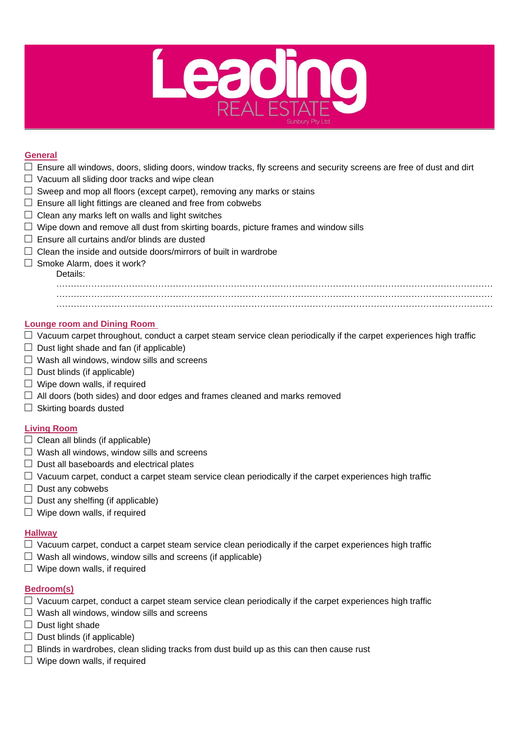Leading REAL ESTATE Sunbury Pty Ltd

## General

- ☐ Ensure all windows, doors, sliding doors, window tracks, fly screens and security screens are free of dust and dirt
- ☐ Vacuum all sliding door tracks and wipe clean
- ☐ Sweep and mop all floors (except carpet), removing any marks or stains
- ☐ Ensure all light fittings are cleaned and free from cobwebs
- ☐ Clean any marks left on walls and light switches
- ☐ Wipe down and remove all dust from skirting boards, picture frames and window sills
- ☐ Ensure all curtains and/or blinds are dusted
- ☐ Clean the inside and outside doors/mirrors of built in wardrobe
- ☐ Smoke Alarm, does it work?

  Details:

  ……………………………………………………………………………………………………………………………………

  ……………………………………………………………………………………………………………………………………

  ……………………………………………………………………………………………………………………………………

## Lounge room and Dining Room

- ☐ Vacuum carpet throughout, conduct a carpet steam service clean periodically if the carpet experiences high traffic
- ☐ Dust light shade and fan (if applicable)
- ☐ Wash all windows, window sills and screens
- ☐ Dust blinds (if applicable)
- ☐ Wipe down walls, if required
- ☐ All doors (both sides) and door edges and frames cleaned and marks removed
- ☐ Skirting boards dusted

## Living Room

- ☐ Clean all blinds (if applicable)
- ☐ Wash all windows, window sills and screens
- ☐ Dust all baseboards and electrical plates
- ☐ Vacuum carpet, conduct a carpet steam service clean periodically if the carpet experiences high traffic
- ☐ Dust any cobwebs
- ☐ Dust any shelfing (if applicable)
- ☐ Wipe down walls, if required

## Hallway

- ☐ Vacuum carpet, conduct a carpet steam service clean periodically if the carpet experiences high traffic
- ☐ Wash all windows, window sills and screens (if applicable)
- ☐ Wipe down walls, if required

## Bedroom(s)

- ☐ Vacuum carpet, conduct a carpet steam service clean periodically if the carpet experiences high traffic
- ☐ Wash all windows, window sills and screens
- ☐ Dust light shade
- ☐ Dust blinds (if applicable)
- ☐ Blinds in wardrobes, clean sliding tracks from dust build up as this can then cause rust
- ☐ Wipe down walls, if required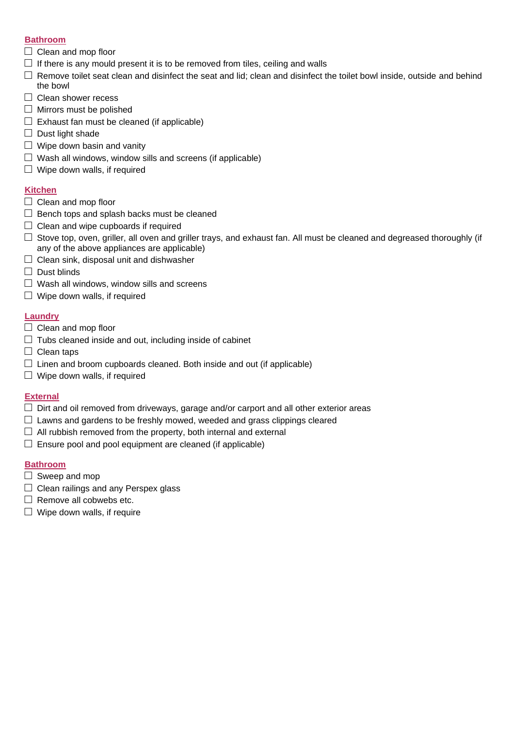**Bathroom**

- ☐ Clean and mop floor
- ☐ If there is any mould present it is to be removed from tiles, ceiling and walls
- ☐ Remove toilet seat clean and disinfect the seat and lid; clean and disinfect the toilet bowl inside, outside and behind the bowl
- ☐ Clean shower recess
- ☐ Mirrors must be polished
- ☐ Exhaust fan must be cleaned (if applicable)
- ☐ Dust light shade
- ☐ Wipe down basin and vanity
- ☐ Wash all windows, window sills and screens (if applicable)
- ☐ Wipe down walls, if required

**Kitchen**

- ☐ Clean and mop floor
- ☐ Bench tops and splash backs must be cleaned
- ☐ Clean and wipe cupboards if required
- ☐ Stove top, oven, griller, all oven and griller trays, and exhaust fan. All must be cleaned and degreased thoroughly (if any of the above appliances are applicable)
- ☐ Clean sink, disposal unit and dishwasher
- ☐ Dust blinds
- ☐ Wash all windows, window sills and screens
- ☐ Wipe down walls, if required

**Laundry**

- ☐ Clean and mop floor
- ☐ Tubs cleaned inside and out, including inside of cabinet
- ☐ Clean taps
- ☐ Linen and broom cupboards cleaned. Both inside and out (if applicable)
- ☐ Wipe down walls, if required

**External**

- ☐ Dirt and oil removed from driveways, garage and/or carport and all other exterior areas
- ☐ Lawns and gardens to be freshly mowed, weeded and grass clippings cleared
- ☐ All rubbish removed from the property, both internal and external
- ☐ Ensure pool and pool equipment are cleaned (if applicable)

**Bathroom**

- ☐ Sweep and mop
- ☐ Clean railings and any Perspex glass
- ☐ Remove all cobwebs etc.
- ☐ Wipe down walls, if require